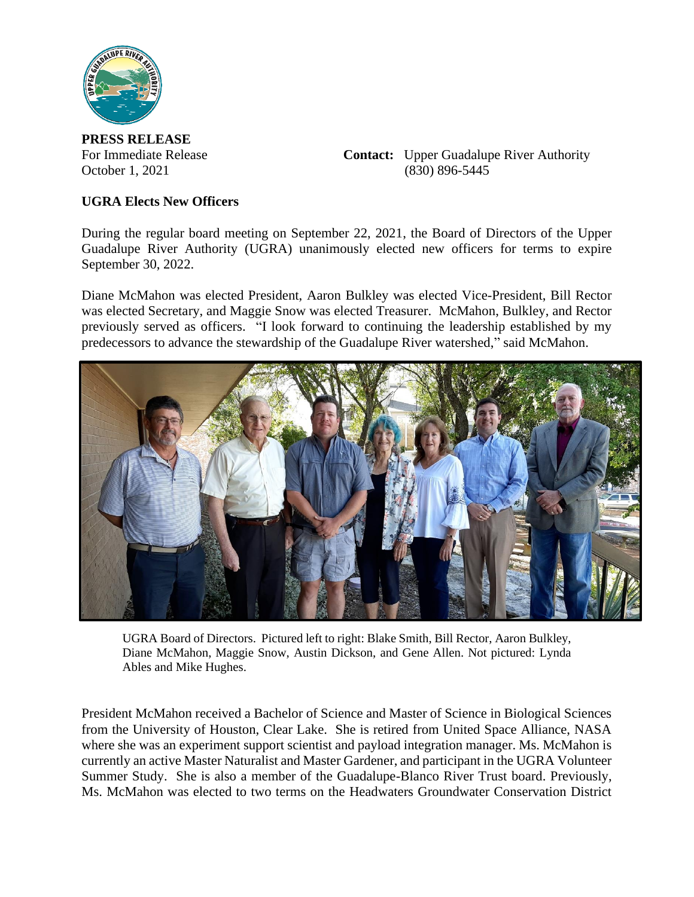**PRESS RELEASE**

For Immediate Release
October 1, 2021

**Contact:** Upper Guadalupe River Authority
(830) 896-5445

**UGRA Elects New Officers**

During the regular board meeting on September 22, 2021, the Board of Directors of the Upper Guadalupe River Authority (UGRA) unanimously elected new officers for terms to expire September 30, 2022.

Diane McMahon was elected President, Aaron Bulkley was elected Vice-President, Bill Rector was elected Secretary, and Maggie Snow was elected Treasurer. McMahon, Bulkley, and Rector previously served as officers. "I look forward to continuing the leadership established by my predecessors to advance the stewardship of the Guadalupe River watershed," said McMahon.

UGRA Board of Directors. Pictured left to right: Blake Smith, Bill Rector, Aaron Bulkley, Diane McMahon, Maggie Snow, Austin Dickson, and Gene Allen. Not pictured: Lynda Ables and Mike Hughes.

President McMahon received a Bachelor of Science and Master of Science in Biological Sciences from the University of Houston, Clear Lake. She is retired from United Space Alliance, NASA where she was an experiment support scientist and payload integration manager. Ms. McMahon is currently an active Master Naturalist and Master Gardener, and participant in the UGRA Volunteer Summer Study. She is also a member of the Guadalupe-Blanco River Trust board. Previously, Ms. McMahon was elected to two terms on the Headwaters Groundwater Conservation District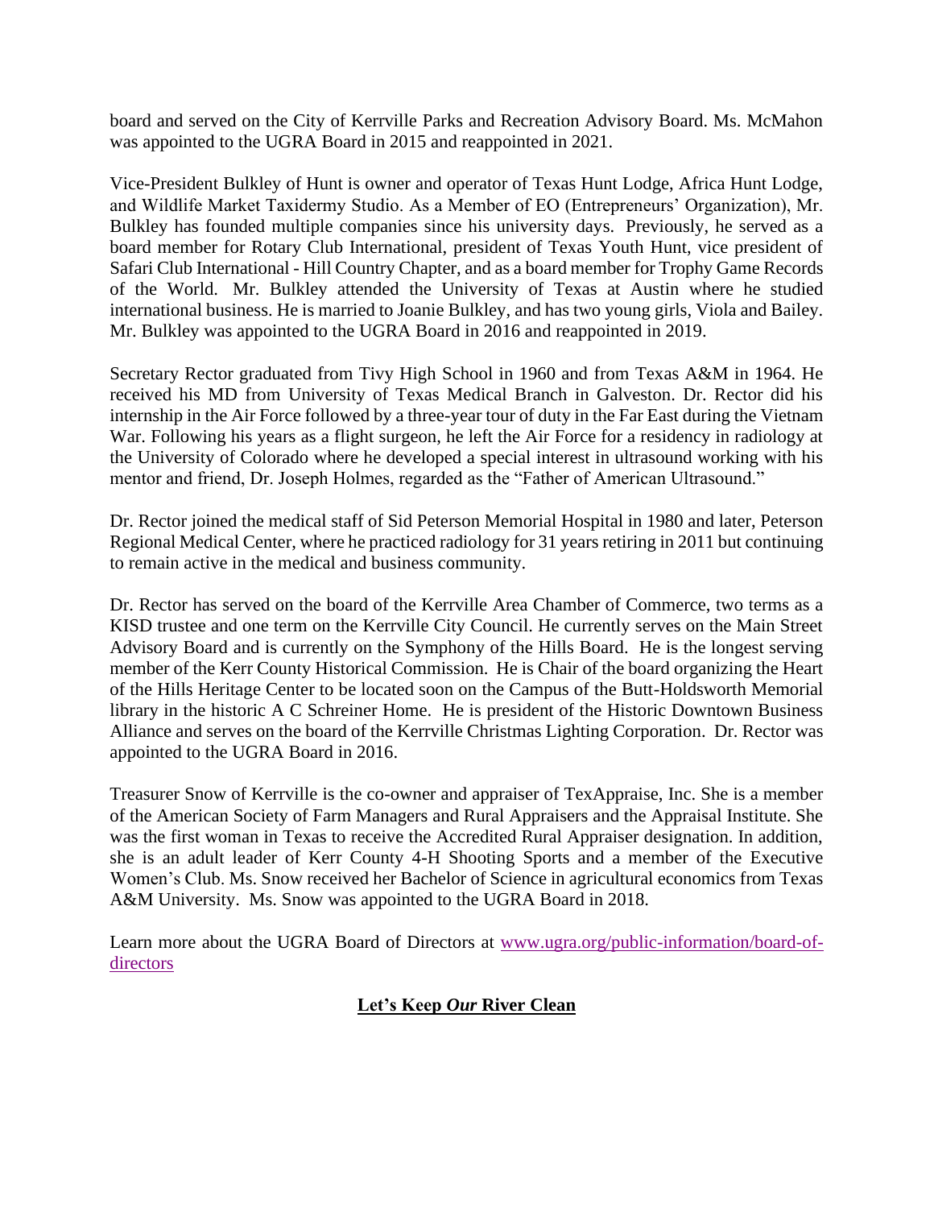board and served on the City of Kerrville Parks and Recreation Advisory Board. Ms. McMahon was appointed to the UGRA Board in 2015 and reappointed in 2021.

Vice-President Bulkley of Hunt is owner and operator of Texas Hunt Lodge, Africa Hunt Lodge, and Wildlife Market Taxidermy Studio. As a Member of EO (Entrepreneurs' Organization), Mr. Bulkley has founded multiple companies since his university days. Previously, he served as a board member for Rotary Club International, president of Texas Youth Hunt, vice president of Safari Club International - Hill Country Chapter, and as a board member for Trophy Game Records of the World. Mr. Bulkley attended the University of Texas at Austin where he studied international business. He is married to Joanie Bulkley, and has two young girls, Viola and Bailey. Mr. Bulkley was appointed to the UGRA Board in 2016 and reappointed in 2019.

Secretary Rector graduated from Tivy High School in 1960 and from Texas A&M in 1964. He received his MD from University of Texas Medical Branch in Galveston. Dr. Rector did his internship in the Air Force followed by a three-year tour of duty in the Far East during the Vietnam War. Following his years as a flight surgeon, he left the Air Force for a residency in radiology at the University of Colorado where he developed a special interest in ultrasound working with his mentor and friend, Dr. Joseph Holmes, regarded as the "Father of American Ultrasound."

Dr. Rector joined the medical staff of Sid Peterson Memorial Hospital in 1980 and later, Peterson Regional Medical Center, where he practiced radiology for 31 years retiring in 2011 but continuing to remain active in the medical and business community.

Dr. Rector has served on the board of the Kerrville Area Chamber of Commerce, two terms as a KISD trustee and one term on the Kerrville City Council. He currently serves on the Main Street Advisory Board and is currently on the Symphony of the Hills Board. He is the longest serving member of the Kerr County Historical Commission. He is Chair of the board organizing the Heart of the Hills Heritage Center to be located soon on the Campus of the Butt-Holdsworth Memorial library in the historic A C Schreiner Home. He is president of the Historic Downtown Business Alliance and serves on the board of the Kerrville Christmas Lighting Corporation. Dr. Rector was appointed to the UGRA Board in 2016.

Treasurer Snow of Kerrville is the co-owner and appraiser of TexAppraise, Inc. She is a member of the American Society of Farm Managers and Rural Appraisers and the Appraisal Institute. She was the first woman in Texas to receive the Accredited Rural Appraiser designation. In addition, she is an adult leader of Kerr County 4-H Shooting Sports and a member of the Executive Women's Club. Ms. Snow received her Bachelor of Science in agricultural economics from Texas A&M University. Ms. Snow was appointed to the UGRA Board in 2018.

Learn more about the UGRA Board of Directors at [www.ugra.org/public-information/board-of-directors](www.ugra.org/public-information/board-of-directors)

**Let's Keep *Our* River Clean**